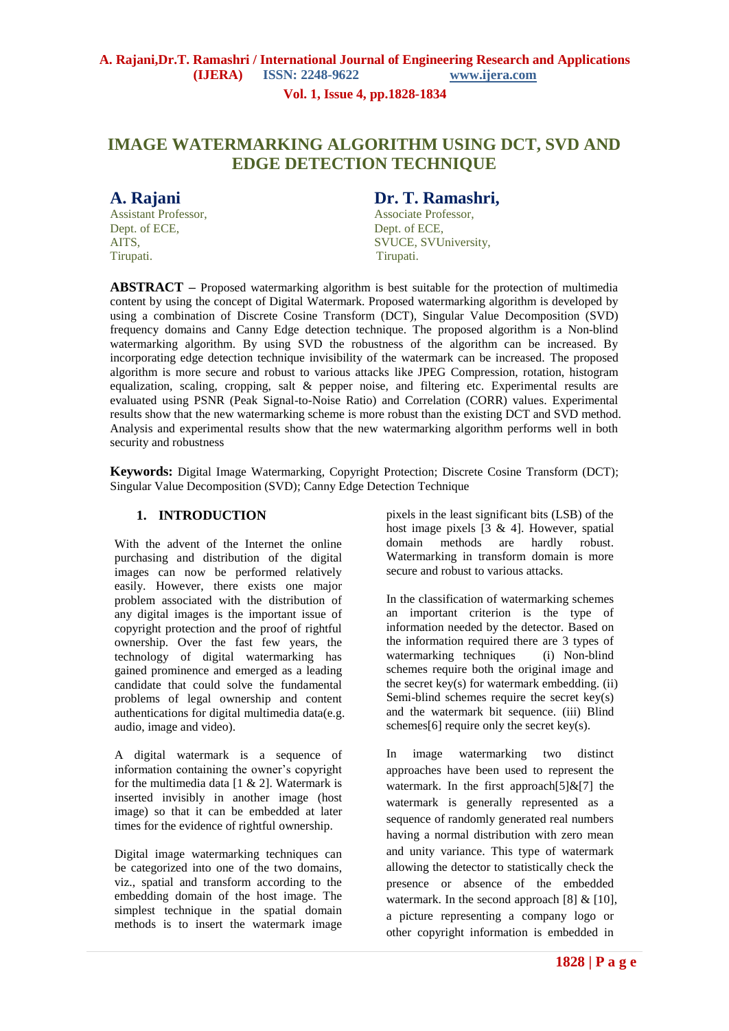# IMAGE WATERMARKING ALGORITHM USING DCT, SVD AND EDGE DETECTION TECHNIQUE

**A. Rajani**
Assistant Professor,
Dept. of ECE,
AITS,
Tirupati.

**Dr. T. Ramashri,**
Associate Professor,
Dept. of ECE,
SVUCE, SVUniversity,
Tirupati.

**ABSTRACT** – Proposed watermarking algorithm is best suitable for the protection of multimedia content by using the concept of Digital Watermark. Proposed watermarking algorithm is developed by using a combination of Discrete Cosine Transform (DCT), Singular Value Decomposition (SVD) frequency domains and Canny Edge detection technique. The proposed algorithm is a Non-blind watermarking algorithm. By using SVD the robustness of the algorithm can be increased. By incorporating edge detection technique invisibility of the watermark can be increased. The proposed algorithm is more secure and robust to various attacks like JPEG Compression, rotation, histogram equalization, scaling, cropping, salt & pepper noise, and filtering etc. Experimental results are evaluated using PSNR (Peak Signal-to-Noise Ratio) and Correlation (CORR) values. Experimental results show that the new watermarking scheme is more robust than the existing DCT and SVD method. Analysis and experimental results show that the new watermarking algorithm performs well in both security and robustness

**Keywords:** Digital Image Watermarking, Copyright Protection; Discrete Cosine Transform (DCT); Singular Value Decomposition (SVD); Canny Edge Detection Technique

## 1. INTRODUCTION

With the advent of the Internet the online purchasing and distribution of the digital images can now be performed relatively easily. However, there exists one major problem associated with the distribution of any digital images is the important issue of copyright protection and the proof of rightful ownership. Over the fast few years, the technology of digital watermarking has gained prominence and emerged as a leading candidate that could solve the fundamental problems of legal ownership and content authentications for digital multimedia data(e.g. audio, image and video).

A digital watermark is a sequence of information containing the owner's copyright for the multimedia data [1 & 2]. Watermark is inserted invisibly in another image (host image) so that it can be embedded at later times for the evidence of rightful ownership.

Digital image watermarking techniques can be categorized into one of the two domains, viz., spatial and transform according to the embedding domain of the host image. The simplest technique in the spatial domain methods is to insert the watermark image pixels in the least significant bits (LSB) of the host image pixels [3 & 4]. However, spatial domain methods are hardly robust. Watermarking in transform domain is more secure and robust to various attacks.

In the classification of watermarking schemes an important criterion is the type of information needed by the detector. Based on the information required there are 3 types of watermarking techniques (i) Non-blind schemes require both the original image and the secret key(s) for watermark embedding. (ii) Semi-blind schemes require the secret key(s) and the watermark bit sequence. (iii) Blind schemes[6] require only the secret key(s).

In image watermarking two distinct approaches have been used to represent the watermark. In the first approach[5]&[7] the watermark is generally represented as a sequence of randomly generated real numbers having a normal distribution with zero mean and unity variance. This type of watermark allowing the detector to statistically check the presence or absence of the embedded watermark. In the second approach [8] & [10], a picture representing a company logo or other copyright information is embedded in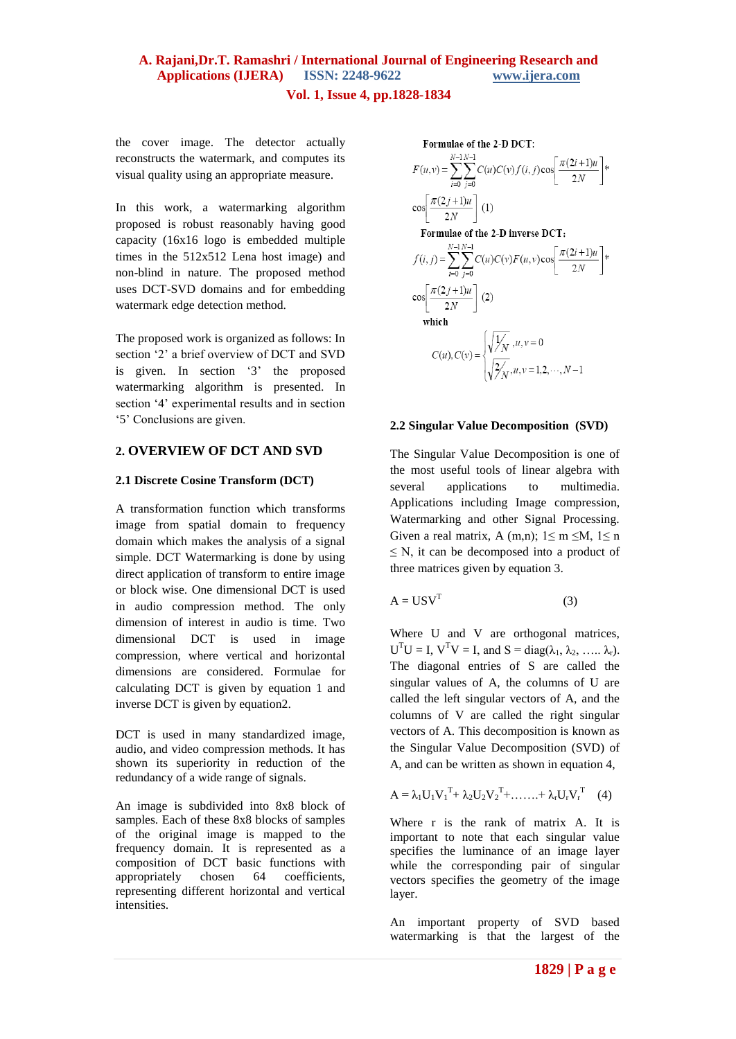the cover image. The detector actually reconstructs the watermark, and computes its visual quality using an appropriate measure.

In this work, a watermarking algorithm proposed is robust reasonably having good capacity (16x16 logo is embedded multiple times in the 512x512 Lena host image) and non-blind in nature. The proposed method uses DCT-SVD domains and for embedding watermark edge detection method.

The proposed work is organized as follows: In section '2' a brief overview of DCT and SVD is given. In section '3' the proposed watermarking algorithm is presented. In section '4' experimental results and in section '5' Conclusions are given.

## 2. OVERVIEW OF DCT AND SVD

### 2.1 Discrete Cosine Transform (DCT)

A transformation function which transforms image from spatial domain to frequency domain which makes the analysis of a signal simple. DCT Watermarking is done by using direct application of transform to entire image or block wise. One dimensional DCT is used in audio compression method. The only dimension of interest in audio is time. Two dimensional DCT is used in image compression, where vertical and horizontal dimensions are considered. Formulae for calculating DCT is given by equation 1 and inverse DCT is given by equation2.

DCT is used in many standardized image, audio, and video compression methods. It has shown its superiority in reduction of the redundancy of a wide range of signals.

An image is subdivided into 8x8 block of samples. Each of these 8x8 blocks of samples of the original image is mapped to the frequency domain. It is represented as a composition of DCT basic functions with appropriately chosen 64 coefficients, representing different horizontal and vertical intensities.

Formulae of the 2-D DCT:

$$F(u,v) = \sum_{i=0}^{N-1}\sum_{j=0}^{N-1} C(u)C(v)f(i,j)\cos\left[\frac{\pi(2i+1)u}{2N}\right] * \cos\left[\frac{\pi(2j+1)u}{2N}\right] \quad (1)$$

Formulae of the 2-D inverse DCT:

$$f(i,j) = \sum_{i=0}^{N-1}\sum_{j=0}^{N-1} C(u)C(v)F(u,v)\cos\left[\frac{\pi(2i+1)u}{2N}\right] * \cos\left[\frac{\pi(2j+1)u}{2N}\right] \quad (2)$$

which

$$C(u), C(v) = \begin{cases} \sqrt{1/N}, & u, v = 0 \\ \sqrt{2/N}, & u, v = 1, 2, \cdots, N-1 \end{cases}$$

### 2.2 Singular Value Decomposition (SVD)

The Singular Value Decomposition is one of the most useful tools of linear algebra with several applications to multimedia. Applications including Image compression, Watermarking and other Signal Processing. Given a real matrix, A (m,n); $1 \leq m \leq M$, $1 \leq n \leq N$, it can be decomposed into a product of three matrices given by equation 3.

$$A = USV^T \quad (3)$$

Where U and V are orthogonal matrices, $U^TU = I$, $V^TV = I$, and $S = \text{diag}(\lambda_1, \lambda_2, \ldots \lambda_r)$. The diagonal entries of S are called the singular values of A, the columns of U are called the left singular vectors of A, and the columns of V are called the right singular vectors of A. This decomposition is known as the Singular Value Decomposition (SVD) of A, and can be written as shown in equation 4,

$$A = \lambda_1 U_1 V_1^T + \lambda_2 U_2 V_2^T + \ldots\ldots + \lambda_r U_r V_r^T \quad (4)$$

Where r is the rank of matrix A. It is important to note that each singular value specifies the luminance of an image layer while the corresponding pair of singular vectors specifies the geometry of the image layer.

An important property of SVD based watermarking is that the largest of the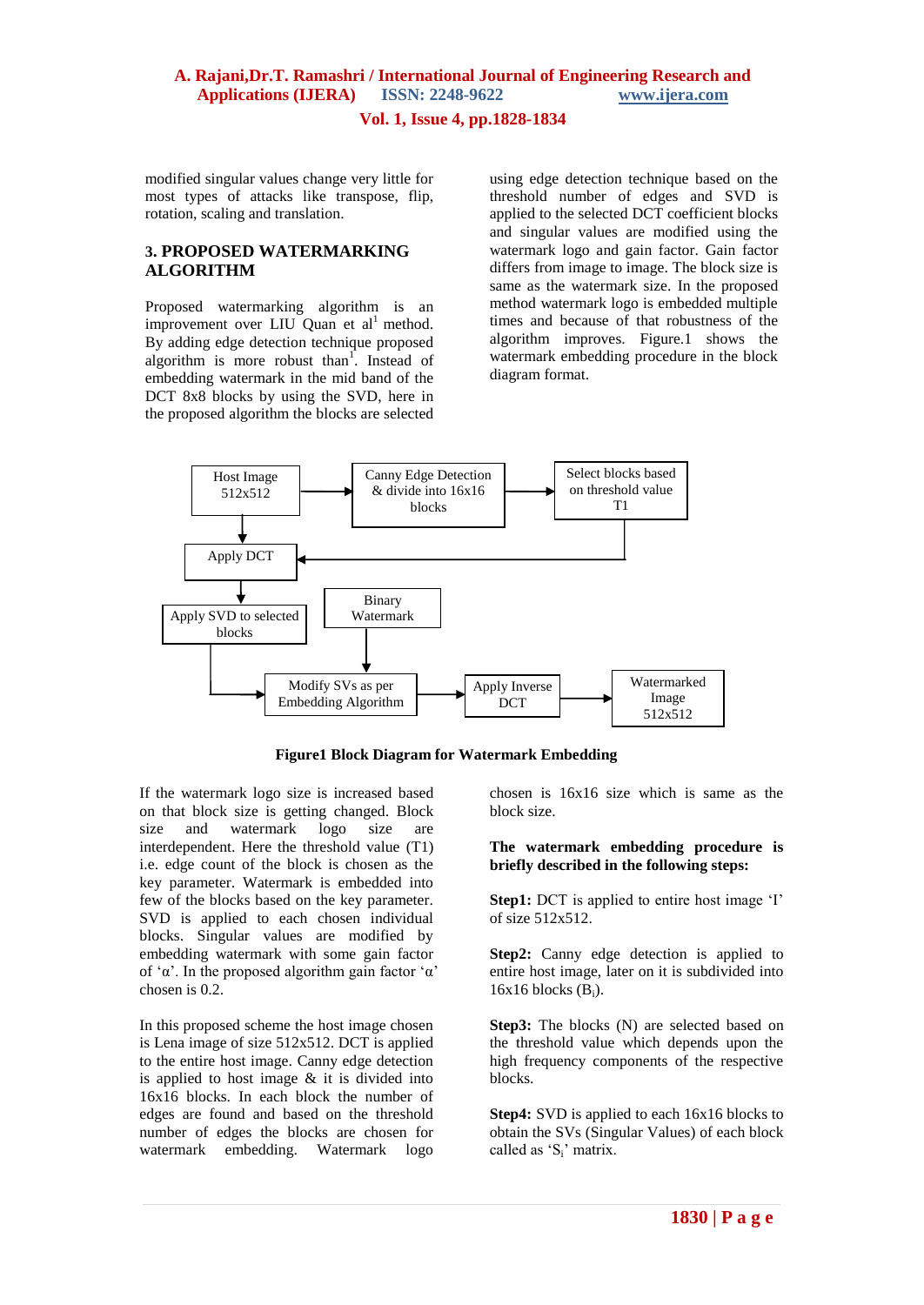modified singular values change very little for most types of attacks like transpose, flip, rotation, scaling and translation.

## 3. PROPOSED WATERMARKING ALGORITHM

Proposed watermarking algorithm is an improvement over LIU Quan et al[1] method. By adding edge detection technique proposed algorithm is more robust than[1]. Instead of embedding watermark in the mid band of the DCT 8x8 blocks by using the SVD, here in the proposed algorithm the blocks are selected using edge detection technique based on the threshold number of edges and SVD is applied to the selected DCT coefficient blocks and singular values are modified using the watermark logo and gain factor. Gain factor differs from image to image. The block size is same as the watermark size. In the proposed method watermark logo is embedded multiple times and because of that robustness of the algorithm improves. Figure.1 shows the watermark embedding procedure in the block diagram format.

Host Image 512x512 → Canny Edge Detection & divide into 16x16 blocks → Select blocks based on threshold value T1

Host Image 512x512 → Apply DCT ← Select blocks based on threshold value T1

Apply DCT → Apply SVD to selected blocks → Modify SVs as per Embedding Algorithm ← Binary Watermark

Modify SVs as per Embedding Algorithm → Apply Inverse DCT → Watermarked Image 512x512

**Figure1 Block Diagram for Watermark Embedding**

If the watermark logo size is increased based on that block size is getting changed. Block size and watermark logo size are interdependent. Here the threshold value (T1) i.e. edge count of the block is chosen as the key parameter. Watermark is embedded into few of the blocks based on the key parameter. SVD is applied to each chosen individual blocks. Singular values are modified by embedding watermark with some gain factor of 'α'. In the proposed algorithm gain factor 'α' chosen is 0.2.

In this proposed scheme the host image chosen is Lena image of size 512x512. DCT is applied to the entire host image. Canny edge detection is applied to host image & it is divided into 16x16 blocks. In each block the number of edges are found and based on the threshold number of edges the blocks are chosen for watermark embedding. Watermark logo chosen is 16x16 size which is same as the block size.

**The watermark embedding procedure is briefly described in the following steps:**

**Step1:** DCT is applied to entire host image 'I' of size 512x512.

**Step2:** Canny edge detection is applied to entire host image, later on it is subdivided into 16x16 blocks ($B_i$).

**Step3:** The blocks (N) are selected based on the threshold value which depends upon the high frequency components of the respective blocks.

**Step4:** SVD is applied to each 16x16 blocks to obtain the SVs (Singular Values) of each block called as '$S_i$' matrix.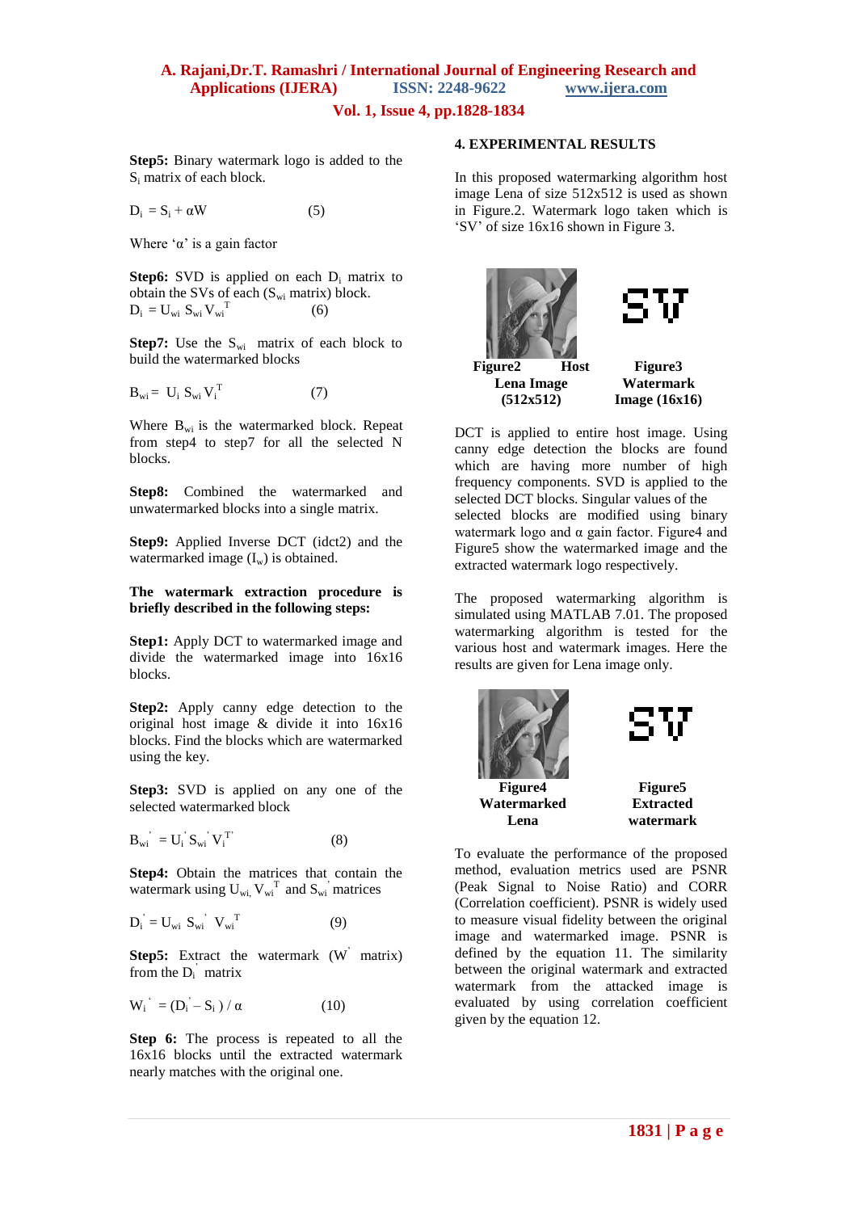**Step5:** Binary watermark logo is added to the $S_i$ matrix of each block.

$$D_i = S_i + \alpha W \quad (5)$$

Where 'α' is a gain factor

**Step6:** SVD is applied on each $D_i$ matrix to obtain the SVs of each ($S_{wi}$ matrix) block.

$$D_i = U_{wi} S_{wi} V_{wi}^T \quad (6)$$

**Step7:** Use the $S_{wi}$ matrix of each block to build the watermarked blocks

$$B_{wi} = U_i S_{wi} V_i^T \quad (7)$$

Where $B_{wi}$ is the watermarked block. Repeat from step4 to step7 for all the selected N blocks.

**Step8:** Combined the watermarked and unwatermarked blocks into a single matrix.

**Step9:** Applied Inverse DCT (idct2) and the watermarked image ($I_w$) is obtained.

**The watermark extraction procedure is briefly described in the following steps:**

**Step1:** Apply DCT to watermarked image and divide the watermarked image into 16x16 blocks.

**Step2:** Apply canny edge detection to the original host image & divide it into 16x16 blocks. Find the blocks which are watermarked using the key.

**Step3:** SVD is applied on any one of the selected watermarked block

$$B_{wi}^{'} = U_i^{'} S_{wi}^{'} V_i^{T'} \quad (8)$$

**Step4:** Obtain the matrices that contain the watermark using $U_{wi}$, $V_{wi}^T$ and $S_{wi}^{'}$ matrices

$$D_i^{'} = U_{wi} S_{wi}^{'} V_{wi}^T \quad (9)$$

**Step5:** Extract the watermark ($W^{'}$ matrix) from the $D_i^{'}$ matrix

$$W_i^{'} = (D_i^{'} - S_i) / \alpha \quad (10)$$

**Step 6:** The process is repeated to all the 16x16 blocks until the extracted watermark nearly matches with the original one.

## 4. EXPERIMENTAL RESULTS

In this proposed watermarking algorithm host image Lena of size 512x512 is used as shown in Figure.2. Watermark logo taken which is 'SV' of size 16x16 shown in Figure 3.

**Figure2 Host Lena Image (512x512)**

**Figure3 Watermark Image (16x16)**

DCT is applied to entire host image. Using canny edge detection the blocks are found which are having more number of high frequency components. SVD is applied to the selected DCT blocks. Singular values of the selected blocks are modified using binary watermark logo and α gain factor. Figure4 and Figure5 show the watermarked image and the extracted watermark logo respectively.

The proposed watermarking algorithm is simulated using MATLAB 7.01. The proposed watermarking algorithm is tested for the various host and watermark images. Here the results are given for Lena image only.

**Figure4 Watermarked Lena**

**Figure5 Extracted watermark**

To evaluate the performance of the proposed method, evaluation metrics used are PSNR (Peak Signal to Noise Ratio) and CORR (Correlation coefficient). PSNR is widely used to measure visual fidelity between the original image and watermarked image. PSNR is defined by the equation 11. The similarity between the original watermark and extracted watermark from the attacked image is evaluated by using correlation coefficient given by the equation 12.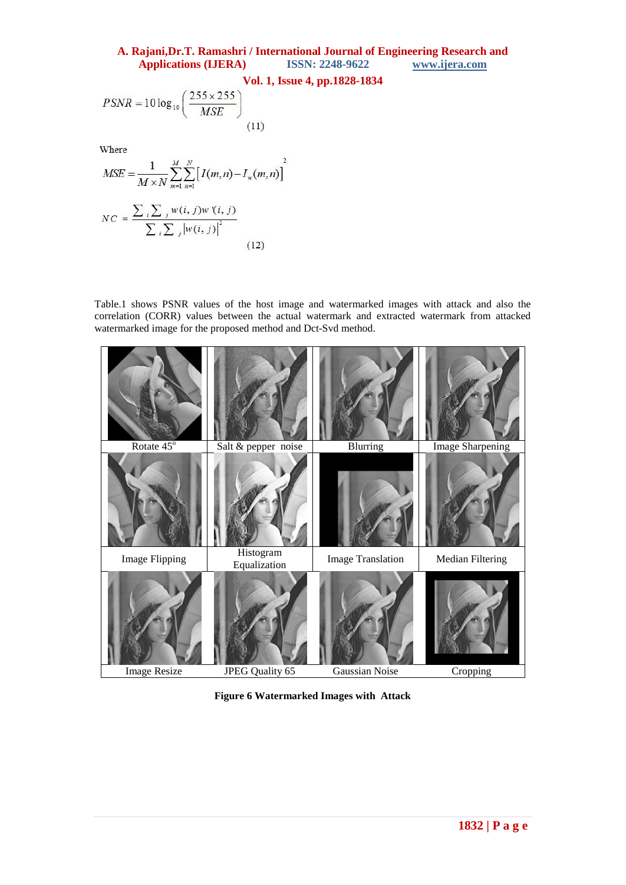$$PSNR = 10\log_{10}\left(\frac{255 \times 255}{MSE}\right) \tag{11}$$

Where

$$MSE = \frac{1}{M \times N}\sum_{m=1}^{M}\sum_{n=1}^{N}\left[I(m,n) - I_w(m,n)\right]^2$$

$$NC = \frac{\sum_i \sum_j w(i,j)w'(i,j)}{\sum_i \sum_j |w(i,j)|^2} \tag{12}$$

Table.1 shows PSNR values of the host image and watermarked images with attack and also the correlation (CORR) values between the actual watermark and extracted watermark from attacked watermarked image for the proposed method and Dct-Svd method.

| Rotate 45° | Salt & pepper noise | Blurring | Image Sharpening |
|---|---|---|---|
| Image Flipping | Histogram Equalization | Image Translation | Median Filtering |
| Image Resize | JPEG Quality 65 | Gaussian Noise | Cropping |

**Figure 6 Watermarked Images with Attack**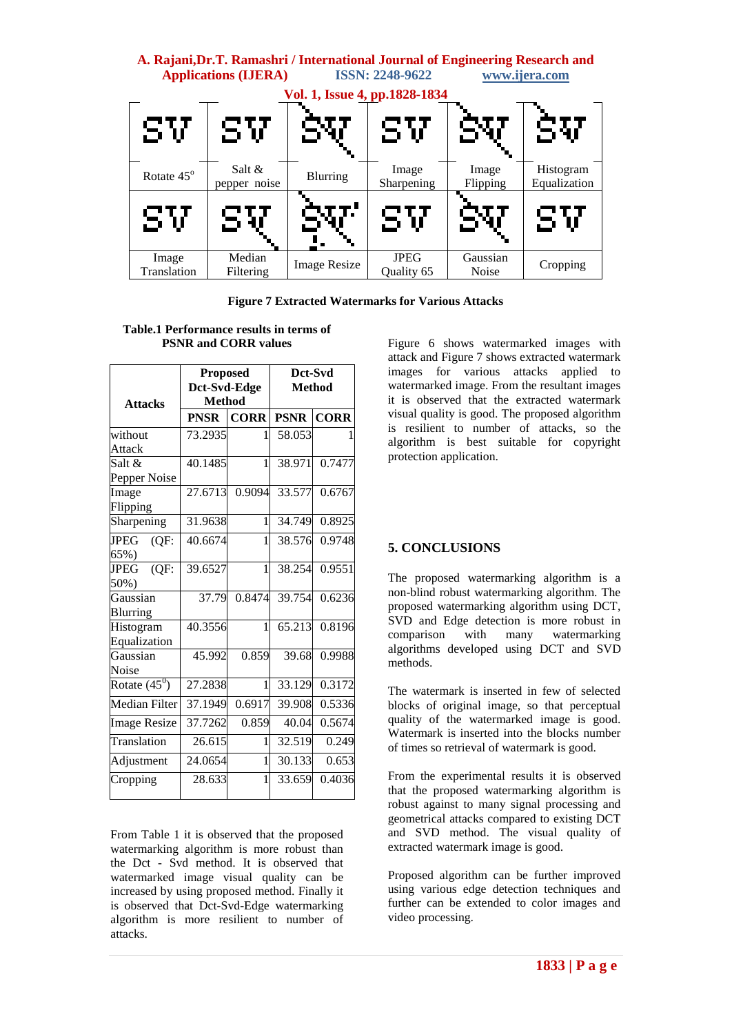| Rotate 45° | Salt & pepper noise | Blurring | Image Sharpening | Image Flipping | Histogram Equalization |
|---|---|---|---|---|---|
| Image Translation | Median Filtering | Image Resize | JPEG Quality 65 | Gaussian Noise | Cropping |

**Figure 7 Extracted Watermarks for Various Attacks**

**Table.1 Performance results in terms of PSNR and CORR values**

| Attacks | Proposed Dct-Svd-Edge Method | | Dct-Svd Method | |
|---|---|---|---|---|
| | PNSR | CORR | PSNR | CORR |
| without Attack | 73.2935 | 1 | 58.053 | 1 |
| Salt & Pepper Noise | 40.1485 | 1 | 38.971 | 0.7477 |
| Image Flipping | 27.6713 | 0.9094 | 33.577 | 0.6767 |
| Sharpening | 31.9638 | 1 | 34.749 | 0.8925 |
| JPEG (QF: 65%) | 40.6674 | 1 | 38.576 | 0.9748 |
| JPEG (QF: 50%) | 39.6527 | 1 | 38.254 | 0.9551 |
| Gaussian Blurring | 37.79 | 0.8474 | 39.754 | 0.6236 |
| Histogram Equalization | 40.3556 | 1 | 65.213 | 0.8196 |
| Gaussian Noise | 45.992 | 0.859 | 39.68 | 0.9988 |
| Rotate ($45^0$) | 27.2838 | 1 | 33.129 | 0.3172 |
| Median Filter | 37.1949 | 0.6917 | 39.908 | 0.5336 |
| Image Resize | 37.7262 | 0.859 | 40.04 | 0.5674 |
| Translation | 26.615 | 1 | 32.519 | 0.249 |
| Adjustment | 24.0654 | 1 | 30.133 | 0.653 |
| Cropping | 28.633 | 1 | 33.659 | 0.4036 |

From Table 1 it is observed that the proposed watermarking algorithm is more robust than the Dct - Svd method. It is observed that watermarked image visual quality can be increased by using proposed method. Finally it is observed that Dct-Svd-Edge watermarking algorithm is more resilient to number of attacks.

Figure 6 shows watermarked images with attack and Figure 7 shows extracted watermark images for various attacks applied to watermarked image. From the resultant images it is observed that the extracted watermark visual quality is good. The proposed algorithm is resilient to number of attacks, so the algorithm is best suitable for copyright protection application.

## 5. CONCLUSIONS

The proposed watermarking algorithm is a non-blind robust watermarking algorithm. The proposed watermarking algorithm using DCT, SVD and Edge detection is more robust in comparison with many watermarking algorithms developed using DCT and SVD methods.

The watermark is inserted in few of selected blocks of original image, so that perceptual quality of the watermarked image is good. Watermark is inserted into the blocks number of times so retrieval of watermark is good.

From the experimental results it is observed that the proposed watermarking algorithm is robust against to many signal processing and geometrical attacks compared to existing DCT and SVD method. The visual quality of extracted watermark image is good.

Proposed algorithm can be further improved using various edge detection techniques and further can be extended to color images and video processing.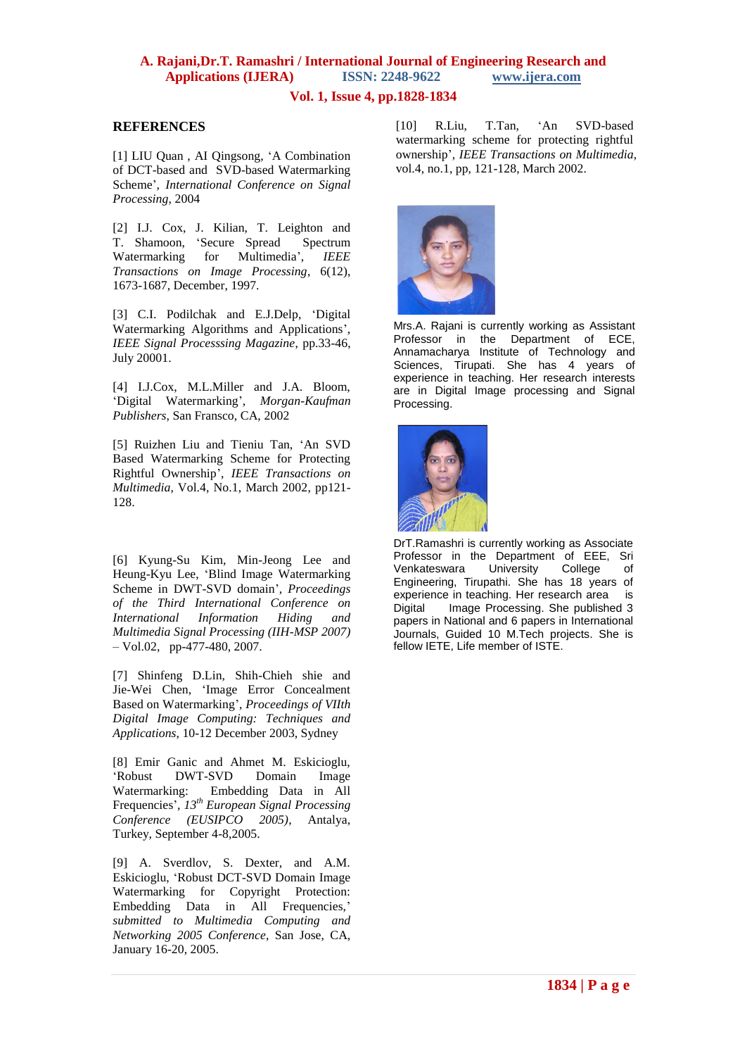## REFERENCES

[1] LIU Quan , AI Qingsong, 'A Combination of DCT-based and SVD-based Watermarking Scheme', *International Conference on Signal Processing*, 2004

[2] I.J. Cox, J. Kilian, T. Leighton and T. Shamoon, 'Secure Spread Spectrum Watermarking for Multimedia', *IEEE Transactions on Image Processing*, 6(12), 1673-1687, December, 1997.

[3] C.I. Podilchak and E.J.Delp, 'Digital Watermarking Algorithms and Applications', *IEEE Signal Processsing Magazine*, pp.33-46, July 20001.

[4] I.J.Cox, M.L.Miller and J.A. Bloom, 'Digital Watermarking', *Morgan-Kaufman Publishers*, San Fransco, CA, 2002

[5] Ruizhen Liu and Tieniu Tan, 'An SVD Based Watermarking Scheme for Protecting Rightful Ownership', *IEEE Transactions on Multimedia*, Vol.4, No.1, March 2002, pp121-128.

[6] Kyung-Su Kim, Min-Jeong Lee and Heung-Kyu Lee, 'Blind Image Watermarking Scheme in DWT-SVD domain', *Proceedings of the Third International Conference on International Information Hiding and Multimedia Signal Processing (IIH-MSP 2007)* – Vol.02, pp-477-480, 2007.

[7] Shinfeng D.Lin, Shih-Chieh shie and Jie-Wei Chen, 'Image Error Concealment Based on Watermarking', *Proceedings of VIIth Digital Image Computing: Techniques and Applications*, 10-12 December 2003, Sydney

[8] Emir Ganic and Ahmet M. Eskicioglu, 'Robust DWT-SVD Domain Image Watermarking: Embedding Data in All Frequencies', *13th European Signal Processing Conference (EUSIPCO 2005)*, Antalya, Turkey, September 4-8,2005.

[9] A. Sverdlov, S. Dexter, and A.M. Eskicioglu, 'Robust DCT-SVD Domain Image Watermarking for Copyright Protection: Embedding Data in All Frequencies,' *submitted to Multimedia Computing and Networking 2005 Conference*, San Jose, CA, January 16-20, 2005.

[10] R.Liu, T.Tan, 'An SVD-based watermarking scheme for protecting rightful ownership', *IEEE Transactions on Multimedia*, vol.4, no.1, pp, 121-128, March 2002.

Mrs.A. Rajani is currently working as Assistant Professor in the Department of ECE, Annamacharya Institute of Technology and Sciences, Tirupati. She has 4 years of experience in teaching. Her research interests are in Digital Image processing and Signal Processing.

DrT.Ramashri is currently working as Associate Professor in the Department of EEE, Sri Venkateswara University College of Engineering, Tirupathi. She has 18 years of experience in teaching. Her research area is Digital Image Processing. She published 3 papers in National and 6 papers in International Journals, Guided 10 M.Tech projects. She is fellow IETE, Life member of ISTE.